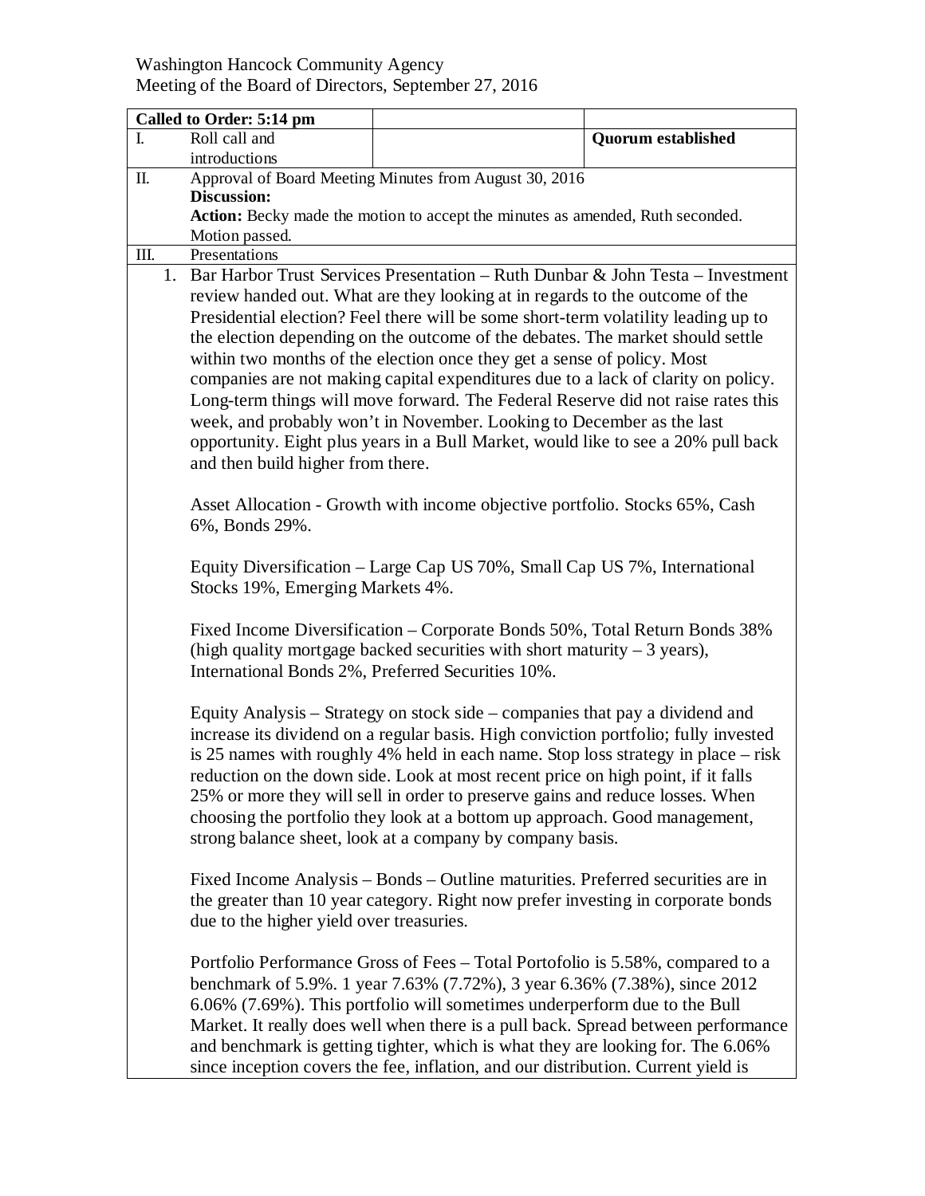Washington Hancock Community Agency
Meeting of the Board of Directors, September 27, 2016

| **Called to Order: 5:14 pm** | | |
|---|---|---|
| I. Roll call and introductions | | **Quorum established** |

II. Approval of Board Meeting Minutes from August 30, 2016
**Discussion:**
**Action:** Becky made the motion to accept the minutes as amended, Ruth seconded. Motion passed.

III. Presentations

1. Bar Harbor Trust Services Presentation – Ruth Dunbar & John Testa – Investment review handed out. What are they looking at in regards to the outcome of the Presidential election? Feel there will be some short-term volatility leading up to the election depending on the outcome of the debates. The market should settle within two months of the election once they get a sense of policy. Most companies are not making capital expenditures due to a lack of clarity on policy. Long-term things will move forward. The Federal Reserve did not raise rates this week, and probably won't in November. Looking to December as the last opportunity. Eight plus years in a Bull Market, would like to see a 20% pull back and then build higher from there.

   Asset Allocation - Growth with income objective portfolio. Stocks 65%, Cash 6%, Bonds 29%.

   Equity Diversification – Large Cap US 70%, Small Cap US 7%, International Stocks 19%, Emerging Markets 4%.

   Fixed Income Diversification – Corporate Bonds 50%, Total Return Bonds 38% (high quality mortgage backed securities with short maturity – 3 years), International Bonds 2%, Preferred Securities 10%.

   Equity Analysis – Strategy on stock side – companies that pay a dividend and increase its dividend on a regular basis. High conviction portfolio; fully invested is 25 names with roughly 4% held in each name. Stop loss strategy in place – risk reduction on the down side. Look at most recent price on high point, if it falls 25% or more they will sell in order to preserve gains and reduce losses. When choosing the portfolio they look at a bottom up approach. Good management, strong balance sheet, look at a company by company basis.

   Fixed Income Analysis – Bonds – Outline maturities. Preferred securities are in the greater than 10 year category. Right now prefer investing in corporate bonds due to the higher yield over treasuries.

   Portfolio Performance Gross of Fees – Total Portofolio is 5.58%, compared to a benchmark of 5.9%. 1 year 7.63% (7.72%), 3 year 6.36% (7.38%), since 2012 6.06% (7.69%). This portfolio will sometimes underperform due to the Bull Market. It really does well when there is a pull back. Spread between performance and benchmark is getting tighter, which is what they are looking for. The 6.06% since inception covers the fee, inflation, and our distribution. Current yield is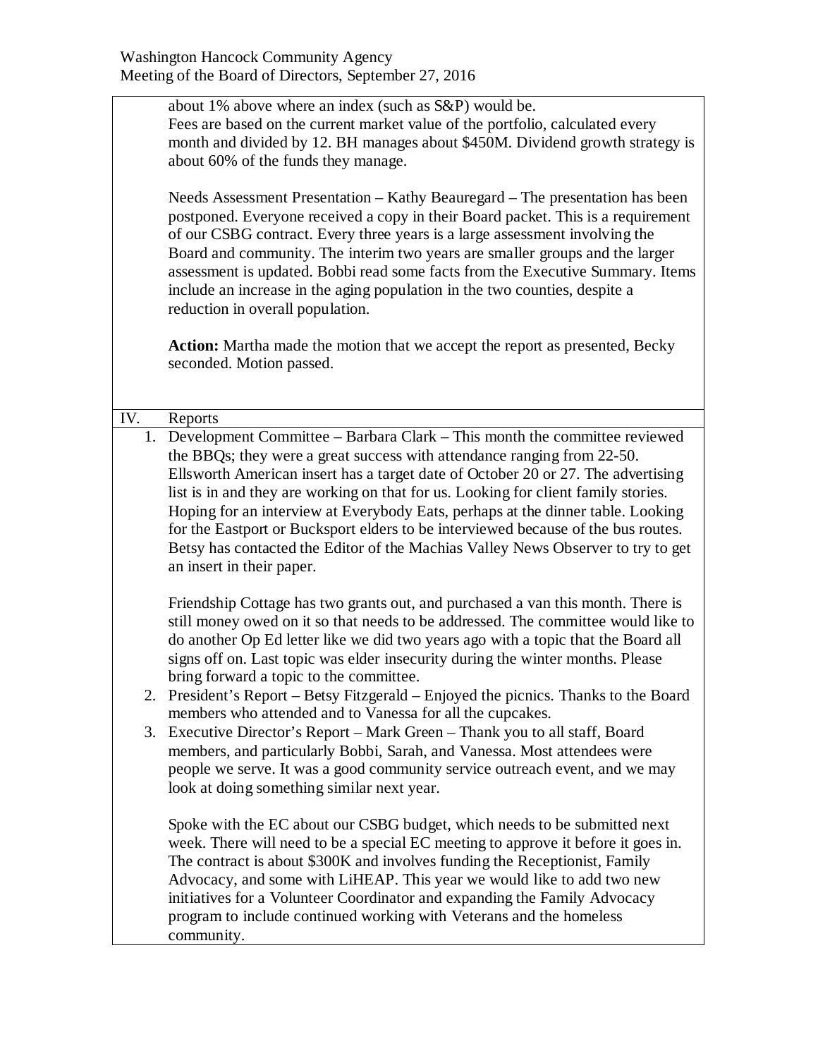about 1% above where an index (such as S&P) would be.
Fees are based on the current market value of the portfolio, calculated every month and divided by 12. BH manages about $450M. Dividend growth strategy is about 60% of the funds they manage.

Needs Assessment Presentation – Kathy Beauregard – The presentation has been postponed. Everyone received a copy in their Board packet. This is a requirement of our CSBG contract. Every three years is a large assessment involving the Board and community. The interim two years are smaller groups and the larger assessment is updated. Bobbi read some facts from the Executive Summary. Items include an increase in the aging population in the two counties, despite a reduction in overall population.

**Action:** Martha made the motion that we accept the report as presented, Becky seconded. Motion passed.

## IV. Reports

1. Development Committee – Barbara Clark – This month the committee reviewed the BBQs; they were a great success with attendance ranging from 22-50. Ellsworth American insert has a target date of October 20 or 27. The advertising list is in and they are working on that for us. Looking for client family stories. Hoping for an interview at Everybody Eats, perhaps at the dinner table. Looking for the Eastport or Bucksport elders to be interviewed because of the bus routes. Betsy has contacted the Editor of the Machias Valley News Observer to try to get an insert in their paper.

   Friendship Cottage has two grants out, and purchased a van this month. There is still money owed on it so that needs to be addressed. The committee would like to do another Op Ed letter like we did two years ago with a topic that the Board all signs off on. Last topic was elder insecurity during the winter months. Please bring forward a topic to the committee.
2. President's Report – Betsy Fitzgerald – Enjoyed the picnics. Thanks to the Board members who attended and to Vanessa for all the cupcakes.
3. Executive Director's Report – Mark Green – Thank you to all staff, Board members, and particularly Bobbi, Sarah, and Vanessa. Most attendees were people we serve. It was a good community service outreach event, and we may look at doing something similar next year.

   Spoke with the EC about our CSBG budget, which needs to be submitted next week. There will need to be a special EC meeting to approve it before it goes in. The contract is about $300K and involves funding the Receptionist, Family Advocacy, and some with LiHEAP. This year we would like to add two new initiatives for a Volunteer Coordinator and expanding the Family Advocacy program to include continued working with Veterans and the homeless community.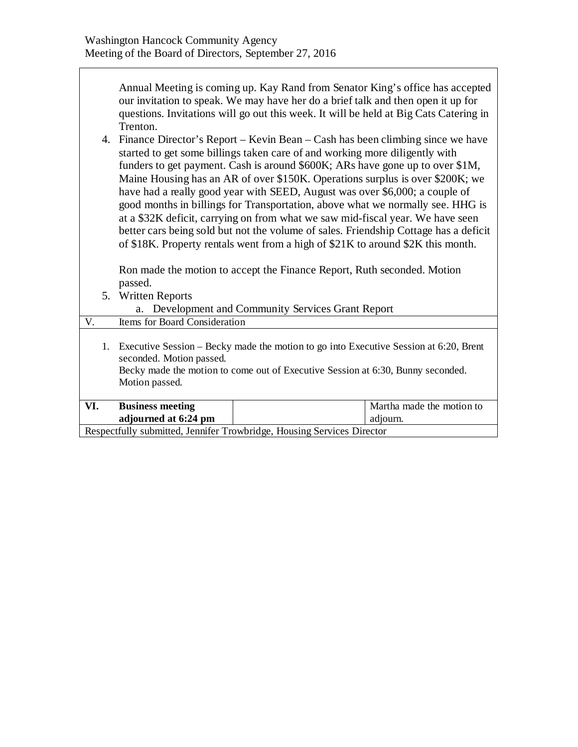Annual Meeting is coming up. Kay Rand from Senator King's office has accepted our invitation to speak. We may have her do a brief talk and then open it up for questions. Invitations will go out this week. It will be held at Big Cats Catering in Trenton.

4. Finance Director's Report – Kevin Bean – Cash has been climbing since we have started to get some billings taken care of and working more diligently with funders to get payment. Cash is around $600K; ARs have gone up to over $1M, Maine Housing has an AR of over $150K. Operations surplus is over $200K; we have had a really good year with SEED, August was over $6,000; a couple of good months in billings for Transportation, above what we normally see. HHG is at a $32K deficit, carrying on from what we saw mid-fiscal year. We have seen better cars being sold but not the volume of sales. Friendship Cottage has a deficit of $18K. Property rentals went from a high of $21K to around $2K this month.

   Ron made the motion to accept the Finance Report, Ruth seconded. Motion passed.

5. Written Reports
   a. Development and Community Services Grant Report

V. Items for Board Consideration

1. Executive Session – Becky made the motion to go into Executive Session at 6:20, Brent seconded. Motion passed.
   Becky made the motion to come out of Executive Session at 6:30, Bunny seconded. Motion passed.

| | | | |
|---|---|---|---|
| **VI.** | **Business meeting adjourned at 6:24 pm** | | Martha made the motion to adjourn. |

Respectfully submitted, Jennifer Trowbridge, Housing Services Director